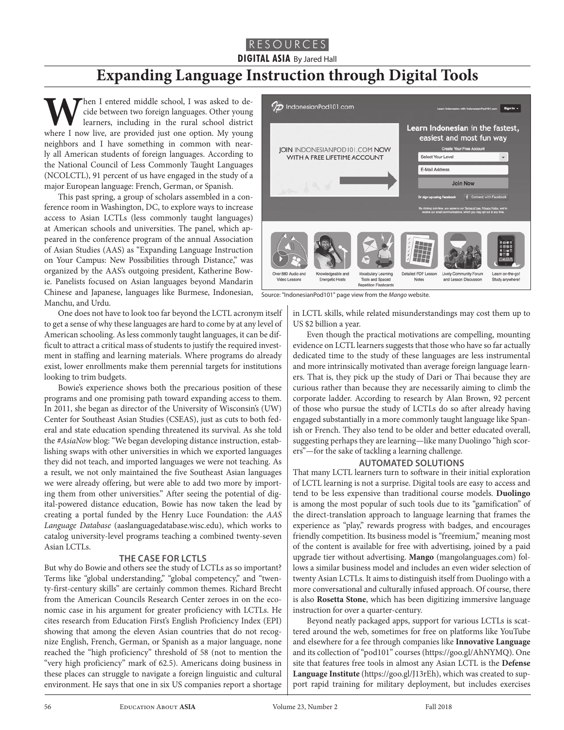RESOURCES

**DIGITAL ASIA** By Jared Hall

# Expanding Language Instruction through Digital Tools

When I entered middle school, I was asked to decide between two foreign languages. Other young learners, including in the rural school district where I now live, are provided just one option. My young neighbors and I have something in common with nearly all American students of foreign languages. According to the National Council of Less Commonly Taught Languages (NCOLCTL), 91 percent of us have engaged in the study of a major European language: French, German, or Spanish.

This past spring, a group of scholars assembled in a conference room in Washington, DC, to explore ways to increase access to Asian LCTLs (less commonly taught languages) at American schools and universities. The panel, which appeared in the conference program of the annual Association of Asian Studies (AAS) as "Expanding Language Instruction on Your Campus: New Possibilities through Distance," was organized by the AAS's outgoing president, Katherine Bowie. Panelists focused on Asian languages beyond Mandarin Chinese and Japanese, languages like Burmese, Indonesian, Manchu, and Urdu.

Source: "IndonesianPod101" page view from the *Mango* website.

One does not have to look too far beyond the LCTL acronym itself to get a sense of why these languages are hard to come by at any level of American schooling. As less commonly taught languages, it can be difficult to attract a critical mass of students to justify the required investment in staffing and learning materials. Where programs do already exist, lower enrollments make them perennial targets for institutions looking to trim budgets.

Bowie's experience shows both the precarious position of these programs and one promising path toward expanding access to them. In 2011, she began as director of the University of Wisconsin's (UW) Center for Southeast Asian Studies (CSEAS), just as cuts to both federal and state education spending threatened its survival. As she told the *#AsiaNow* blog: "We began developing distance instruction, establishing swaps with other universities in which we exported languages they did not teach, and imported languages we were not teaching. As a result, we not only maintained the five Southeast Asian languages we were already offering, but were able to add two more by importing them from other universities." After seeing the potential of digital-powered distance education, Bowie has now taken the lead by creating a portal funded by the Henry Luce Foundation: the *AAS Language Database* (aaslanguagedatabase.wisc.edu), which works to catalog university-level programs teaching a combined twenty-seven Asian LCTLs.

### THE CASE FOR LCTLS

But why do Bowie and others see the study of LCTLs as so important? Terms like "global understanding," "global competency," and "twenty-first-century skills" are certainly common themes. Richard Brecht from the American Councils Research Center zeroes in on the economic case in his argument for greater proficiency with LCTLs. He cites research from Education First's English Proficiency Index (EPI) showing that among the eleven Asian countries that do not recognize English, French, German, or Spanish as a major language, none reached the "high proficiency" threshold of 58 (not to mention the "very high proficiency" mark of 62.5). Americans doing business in these places can struggle to navigate a foreign linguistic and cultural environment. He says that one in six US companies report a shortage in LCTL skills, while related misunderstandings may cost them up to US $2 billion a year.

Even though the practical motivations are compelling, mounting evidence on LCTL learners suggests that those who have so far actually dedicated time to the study of these languages are less instrumental and more intrinsically motivated than average foreign language learners. That is, they pick up the study of Dari or Thai because they are curious rather than because they are necessarily aiming to climb the corporate ladder. According to research by Alan Brown, 92 percent of those who pursue the study of LCTLs do so after already having engaged substantially in a more commonly taught language like Spanish or French. They also tend to be older and better educated overall, suggesting perhaps they are learning—like many Duolingo "high scorers"—for the sake of tackling a learning challenge.

### AUTOMATED SOLUTIONS

That many LCTL learners turn to software in their initial exploration of LCTL learning is not a surprise. Digital tools are easy to access and tend to be less expensive than traditional course models. **Duolingo** is among the most popular of such tools due to its "gamification" of the direct-translation approach to language learning that frames the experience as "play," rewards progress with badges, and encourages friendly competition. Its business model is "freemium," meaning most of the content is available for free with advertising, joined by a paid upgrade tier without advertising. **Mango** (mangolanguages.com) follows a similar business model and includes an even wider selection of twenty Asian LCTLs. It aims to distinguish itself from Duolingo with a more conversational and culturally infused approach. Of course, there is also **Rosetta Stone**, which has been digitizing immersive language instruction for over a quarter-century.

Beyond neatly packaged apps, support for various LCTLs is scattered around the web, sometimes for free on platforms like YouTube and elsewhere for a fee through companies like **Innovative Language** and its collection of "pod101" courses (https://goo.gl/AhNYMQ). One site that features free tools in almost any Asian LCTL is the **Defense Language Institute** (https://goo.gl/J13rEh), which was created to support rapid training for military deployment, but includes exercises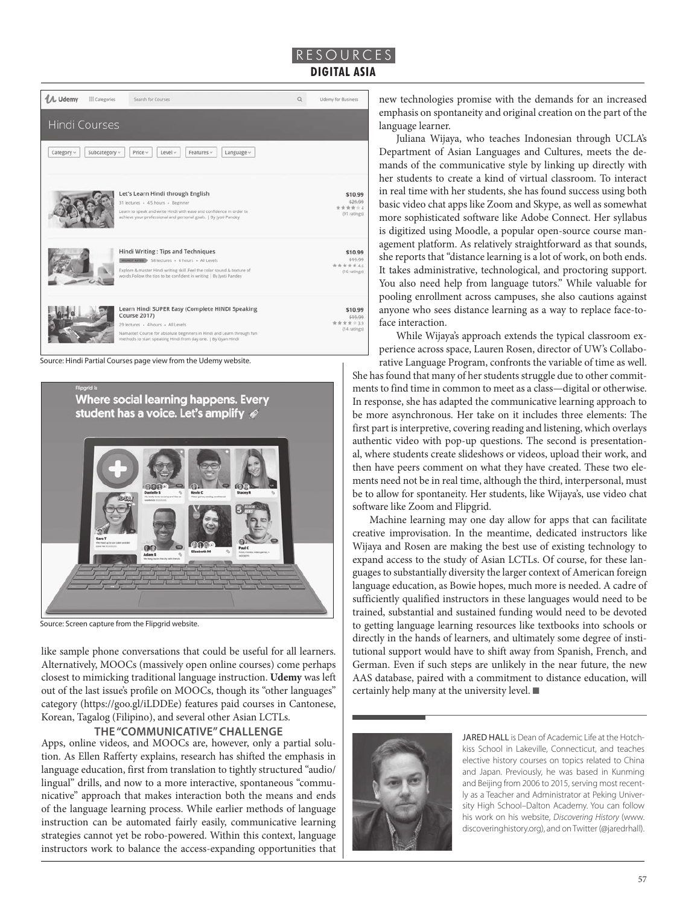Source: Hindi Partial Courses page view from the Udemy website.

Source: Screen capture from the Flipgrid website.

like sample phone conversations that could be useful for all learners. Alternatively, MOOCs (massively open online courses) come perhaps closest to mimicking traditional language instruction. **Udemy** was left out of the last issue's profile on MOOCs, though its "other languages" category (https://goo.gl/iLDDEe) features paid courses in Cantonese, Korean, Tagalog (Filipino), and several other Asian LCTLs.

### THE "COMMUNICATIVE" CHALLENGE

Apps, online videos, and MOOCs are, however, only a partial solution. As Ellen Rafferty explains, research has shifted the emphasis in language education, first from translation to tightly structured "audio/lingual" drills, and now to a more interactive, spontaneous "communicative" approach that makes interaction both the means and ends of the language learning process. While earlier methods of language instruction can be automated fairly easily, communicative learning strategies cannot yet be robo-powered. Within this context, language instructors work to balance the access-expanding opportunities that new technologies promise with the demands for an increased emphasis on spontaneity and original creation on the part of the language learner.

Juliana Wijaya, who teaches Indonesian through UCLA's Department of Asian Languages and Cultures, meets the demands of the communicative style by linking up directly with her students to create a kind of virtual classroom. To interact in real time with her students, she has found success using both basic video chat apps like Zoom and Skype, as well as somewhat more sophisticated software like Adobe Connect. Her syllabus is digitized using Moodle, a popular open-source course management platform. As relatively straightforward as that sounds, she reports that "distance learning is a lot of work, on both ends. It takes administrative, technological, and proctoring support. You also need help from language tutors." While valuable for pooling enrollment across campuses, she also cautions against anyone who sees distance learning as a way to replace face-to-face interaction.

While Wijaya's approach extends the typical classroom experience across space, Lauren Rosen, director of UW's Collaborative Language Program, confronts the variable of time as well. She has found that many of her students struggle due to other commitments to find time in common to meet as a class—digital or otherwise. In response, she has adapted the communicative learning approach to be more asynchronous. Her take on it includes three elements: The first part is interpretive, covering reading and listening, which overlays authentic video with pop-up questions. The second is presentational, where students create slideshows or videos, upload their work, and then have peers comment on what they have created. These two elements need not be in real time, although the third, interpersonal, must be to allow for spontaneity. Her students, like Wijaya's, use video chat software like Zoom and Flipgrid.

Machine learning may one day allow for apps that can facilitate creative improvisation. In the meantime, dedicated instructors like Wijaya and Rosen are making the best use of existing technology to expand access to the study of Asian LCTLs. Of course, for these languages to substantially diversity the larger context of American foreign language education, as Bowie hopes, much more is needed. A cadre of sufficiently qualified instructors in these languages would need to be trained, substantial and sustained funding would need to be devoted to getting language learning resources like textbooks into schools or directly in the hands of learners, and ultimately some degree of institutional support would have to shift away from Spanish, French, and German. Even if such steps are unlikely in the near future, the new AAS database, paired with a commitment to distance education, will certainly help many at the university level. ■

JARED HALL is Dean of Academic Life at the Hotchkiss School in Lakeville, Connecticut, and teaches elective history courses on topics related to China and Japan. Previously, he was based in Kunming and Beijing from 2006 to 2015, serving most recently as a Teacher and Administrator at Peking University High School–Dalton Academy. You can follow his work on his website, *Discovering History* (www.discoveringhistory.org), and on Twitter (@jaredrhall).